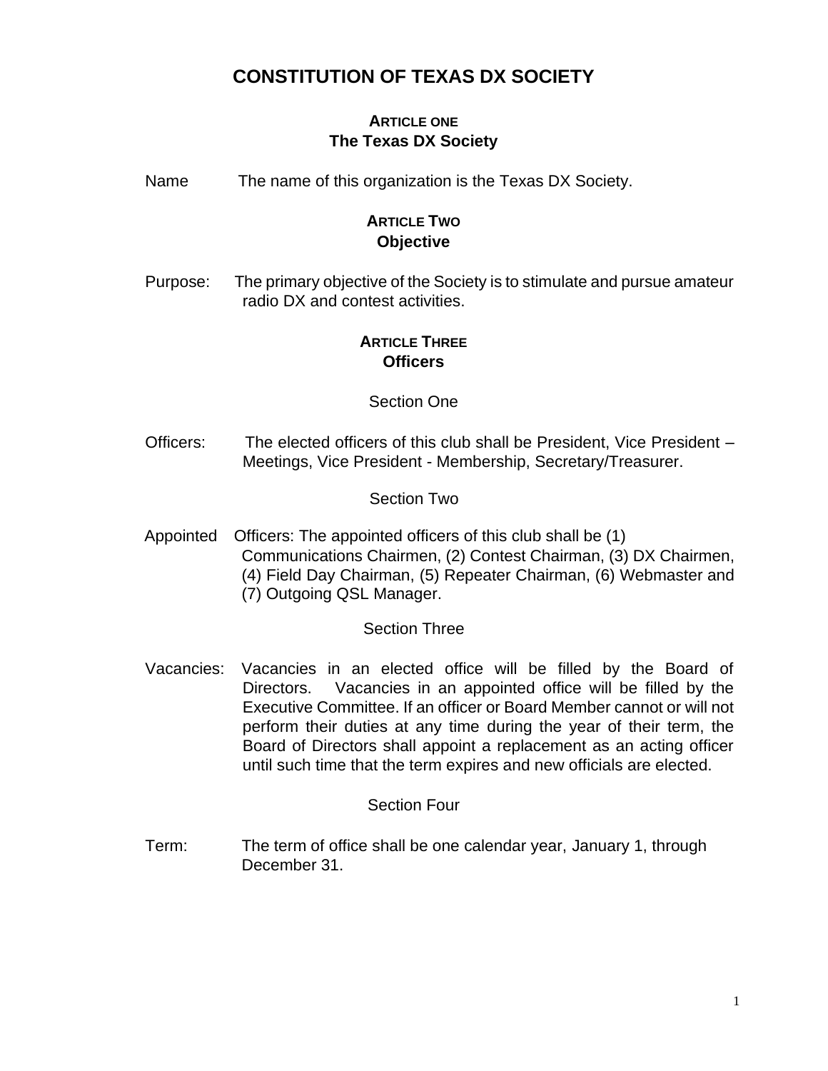# CONSTITUTION OF TEXAS DX SOCIETY

## ARTICLE ONE
## The Texas DX Society

Name The name of this organization is the Texas DX Society.

## ARTICLE TWO
## Objective

Purpose: The primary objective of the Society is to stimulate and pursue amateur radio DX and contest activities.

## ARTICLE THREE
## Officers

### Section One

Officers: The elected officers of this club shall be President, Vice President – Meetings, Vice President - Membership, Secretary/Treasurer.

### Section Two

Appointed Officers: The appointed officers of this club shall be (1) Communications Chairmen, (2) Contest Chairman, (3) DX Chairmen, (4) Field Day Chairman, (5) Repeater Chairman, (6) Webmaster and (7) Outgoing QSL Manager.

### Section Three

Vacancies: Vacancies in an elected office will be filled by the Board of Directors. Vacancies in an appointed office will be filled by the Executive Committee. If an officer or Board Member cannot or will not perform their duties at any time during the year of their term, the Board of Directors shall appoint a replacement as an acting officer until such time that the term expires and new officials are elected.

### Section Four

Term: The term of office shall be one calendar year, January 1, through December 31.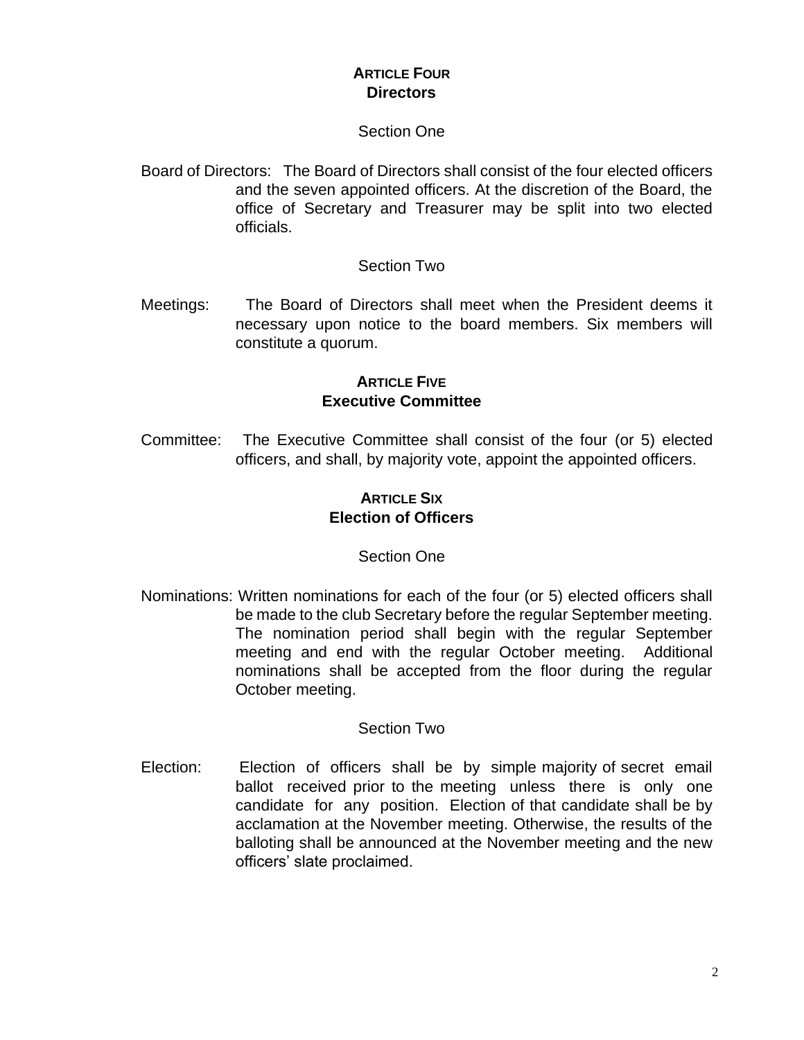## ARTICLE FOUR
## Directors

### Section One

Board of Directors: The Board of Directors shall consist of the four elected officers and the seven appointed officers. At the discretion of the Board, the office of Secretary and Treasurer may be split into two elected officials.

### Section Two

Meetings: The Board of Directors shall meet when the President deems it necessary upon notice to the board members. Six members will constitute a quorum.

## ARTICLE FIVE
## Executive Committee

Committee: The Executive Committee shall consist of the four (or 5) elected officers, and shall, by majority vote, appoint the appointed officers.

## ARTICLE SIX
## Election of Officers

### Section One

Nominations: Written nominations for each of the four (or 5) elected officers shall be made to the club Secretary before the regular September meeting. The nomination period shall begin with the regular September meeting and end with the regular October meeting. Additional nominations shall be accepted from the floor during the regular October meeting.

### Section Two

Election: Election of officers shall be by simple majority of secret email ballot received prior to the meeting unless there is only one candidate for any position. Election of that candidate shall be by acclamation at the November meeting. Otherwise, the results of the balloting shall be announced at the November meeting and the new officers' slate proclaimed.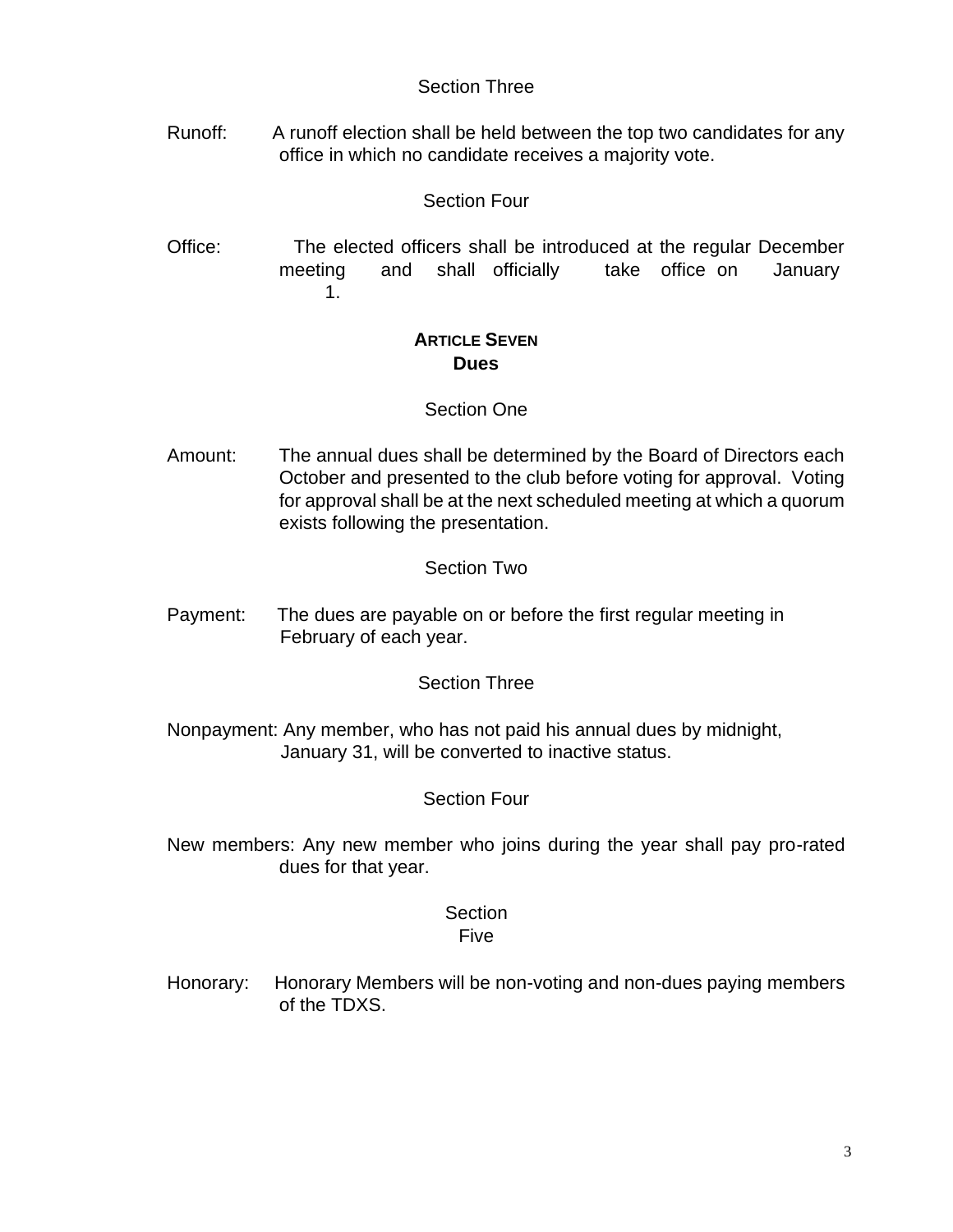Section Three

Runoff: A runoff election shall be held between the top two candidates for any office in which no candidate receives a majority vote.

Section Four

Office: The elected officers shall be introduced at the regular December meeting and shall officially take office on January 1.

## ARTICLE SEVEN
## Dues

Section One

Amount: The annual dues shall be determined by the Board of Directors each October and presented to the club before voting for approval. Voting for approval shall be at the next scheduled meeting at which a quorum exists following the presentation.

Section Two

Payment: The dues are payable on or before the first regular meeting in February of each year.

Section Three

Nonpayment: Any member, who has not paid his annual dues by midnight, January 31, will be converted to inactive status.

Section Four

New members: Any new member who joins during the year shall pay pro-rated dues for that year.

Section Five

Honorary: Honorary Members will be non-voting and non-dues paying members of the TDXS.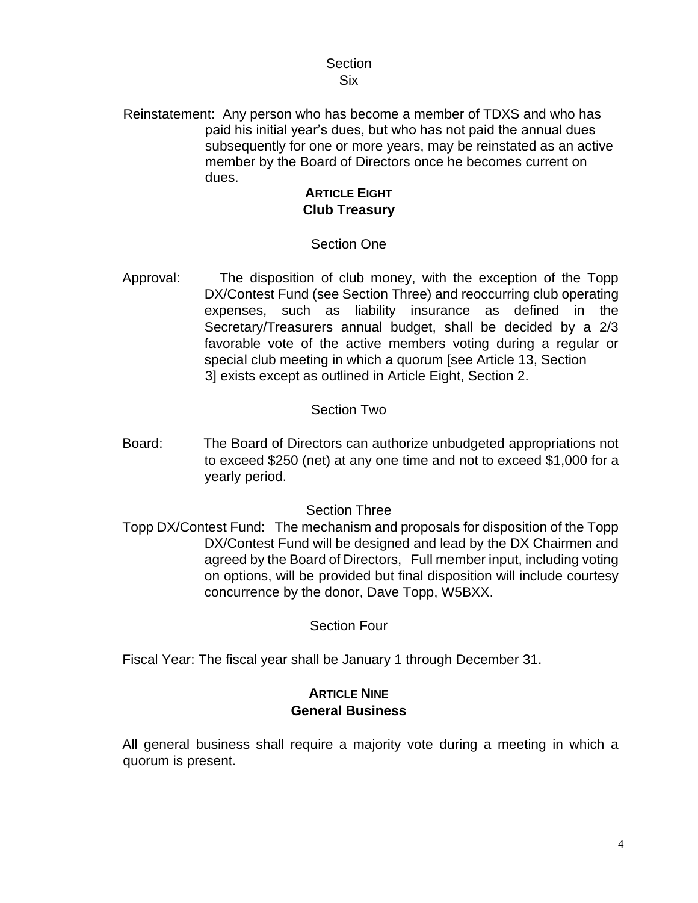Section Six

Reinstatement: Any person who has become a member of TDXS and who has paid his initial year's dues, but who has not paid the annual dues subsequently for one or more years, may be reinstated as an active member by the Board of Directors once he becomes current on dues.

## ARTICLE EIGHT
## Club Treasury

Section One

Approval: The disposition of club money, with the exception of the Topp DX/Contest Fund (see Section Three) and reoccurring club operating expenses, such as liability insurance as defined in the Secretary/Treasurers annual budget, shall be decided by a 2/3 favorable vote of the active members voting during a regular or special club meeting in which a quorum [see Article 13, Section 3] exists except as outlined in Article Eight, Section 2.

Section Two

Board: The Board of Directors can authorize unbudgeted appropriations not to exceed $250 (net) at any one time and not to exceed $1,000 for a yearly period.

Section Three

Topp DX/Contest Fund: The mechanism and proposals for disposition of the Topp DX/Contest Fund will be designed and lead by the DX Chairmen and agreed by the Board of Directors, Full member input, including voting on options, will be provided but final disposition will include courtesy concurrence by the donor, Dave Topp, W5BXX.

Section Four

Fiscal Year: The fiscal year shall be January 1 through December 31.

## ARTICLE NINE
## General Business

All general business shall require a majority vote during a meeting in which a quorum is present.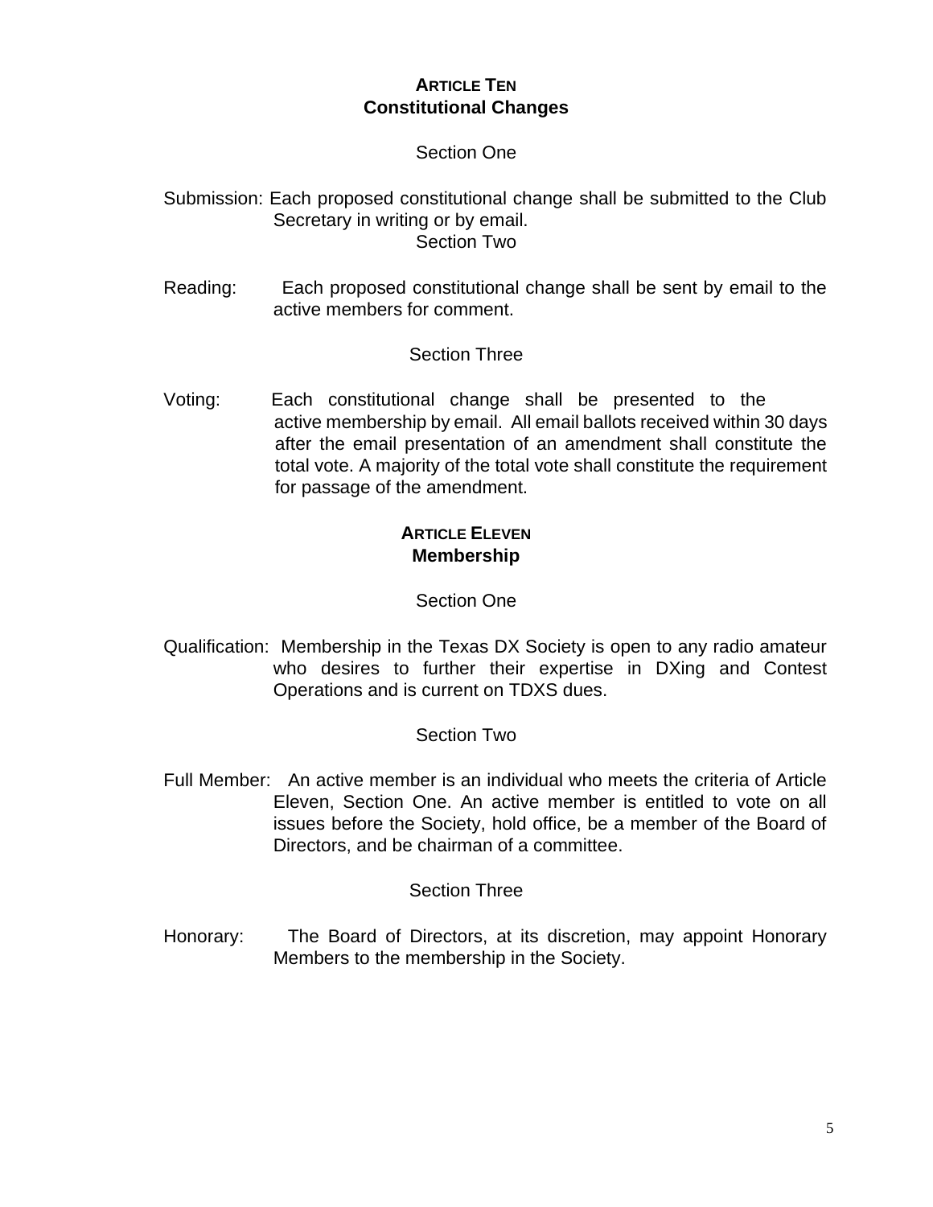## Article Ten
## Constitutional Changes

### Section One

Submission: Each proposed constitutional change shall be submitted to the Club Secretary in writing or by email.

### Section Two

Reading: Each proposed constitutional change shall be sent by email to the active members for comment.

### Section Three

Voting: Each constitutional change shall be presented to the active membership by email. All email ballots received within 30 days after the email presentation of an amendment shall constitute the total vote. A majority of the total vote shall constitute the requirement for passage of the amendment.

## Article Eleven
## Membership

### Section One

Qualification: Membership in the Texas DX Society is open to any radio amateur who desires to further their expertise in DXing and Contest Operations and is current on TDXS dues.

### Section Two

Full Member: An active member is an individual who meets the criteria of Article Eleven, Section One. An active member is entitled to vote on all issues before the Society, hold office, be a member of the Board of Directors, and be chairman of a committee.

### Section Three

Honorary: The Board of Directors, at its discretion, may appoint Honorary Members to the membership in the Society.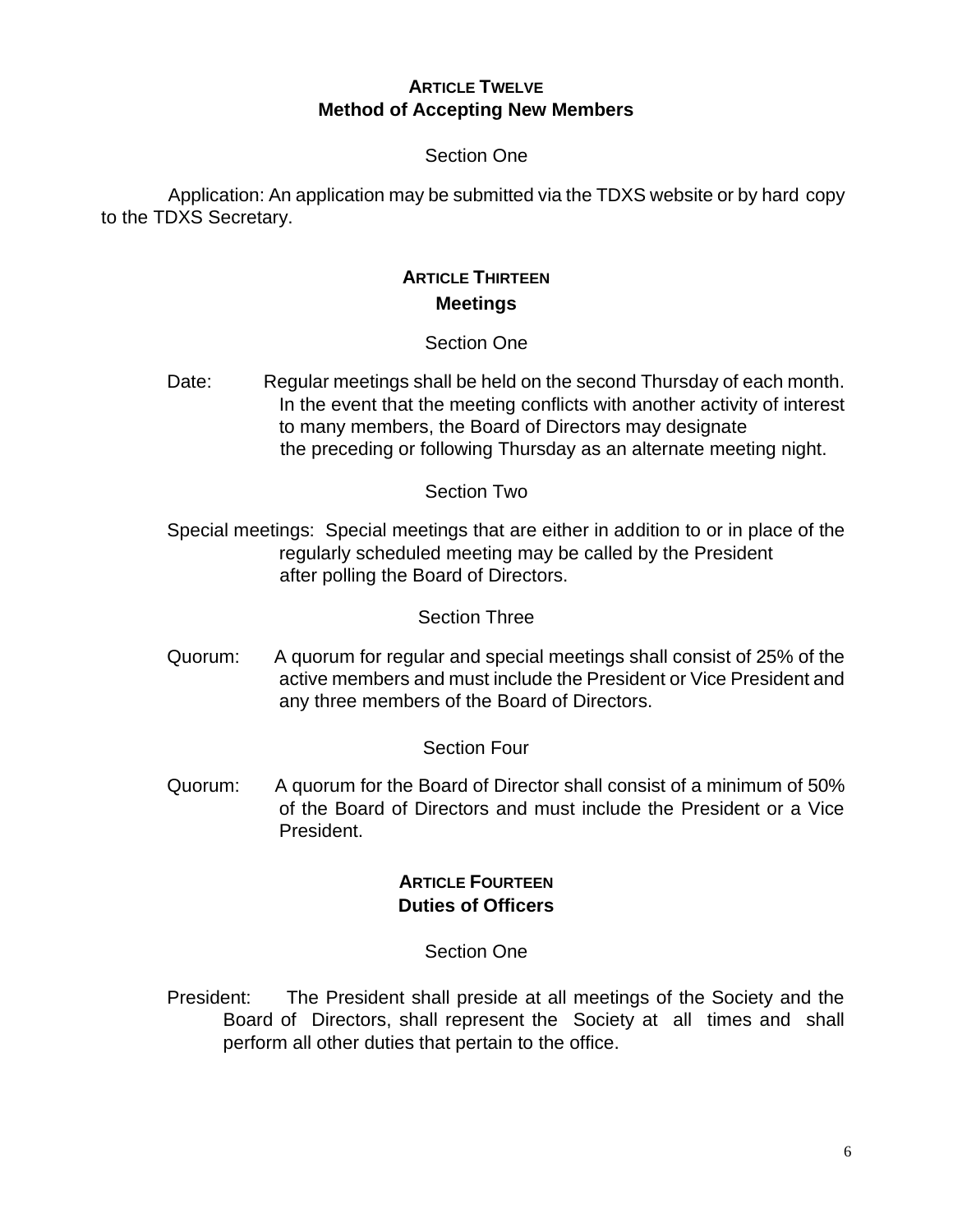## ARTICLE TWELVE
## Method of Accepting New Members

Section One

Application: An application may be submitted via the TDXS website or by hard copy to the TDXS Secretary.

## ARTICLE THIRTEEN
## Meetings

Section One

Date: Regular meetings shall be held on the second Thursday of each month. In the event that the meeting conflicts with another activity of interest to many members, the Board of Directors may designate the preceding or following Thursday as an alternate meeting night.

Section Two

Special meetings: Special meetings that are either in addition to or in place of the regularly scheduled meeting may be called by the President after polling the Board of Directors.

Section Three

Quorum: A quorum for regular and special meetings shall consist of 25% of the active members and must include the President or Vice President and any three members of the Board of Directors.

Section Four

Quorum: A quorum for the Board of Director shall consist of a minimum of 50% of the Board of Directors and must include the President or a Vice President.

## ARTICLE FOURTEEN
## Duties of Officers

Section One

President: The President shall preside at all meetings of the Society and the Board of Directors, shall represent the Society at all times and shall perform all other duties that pertain to the office.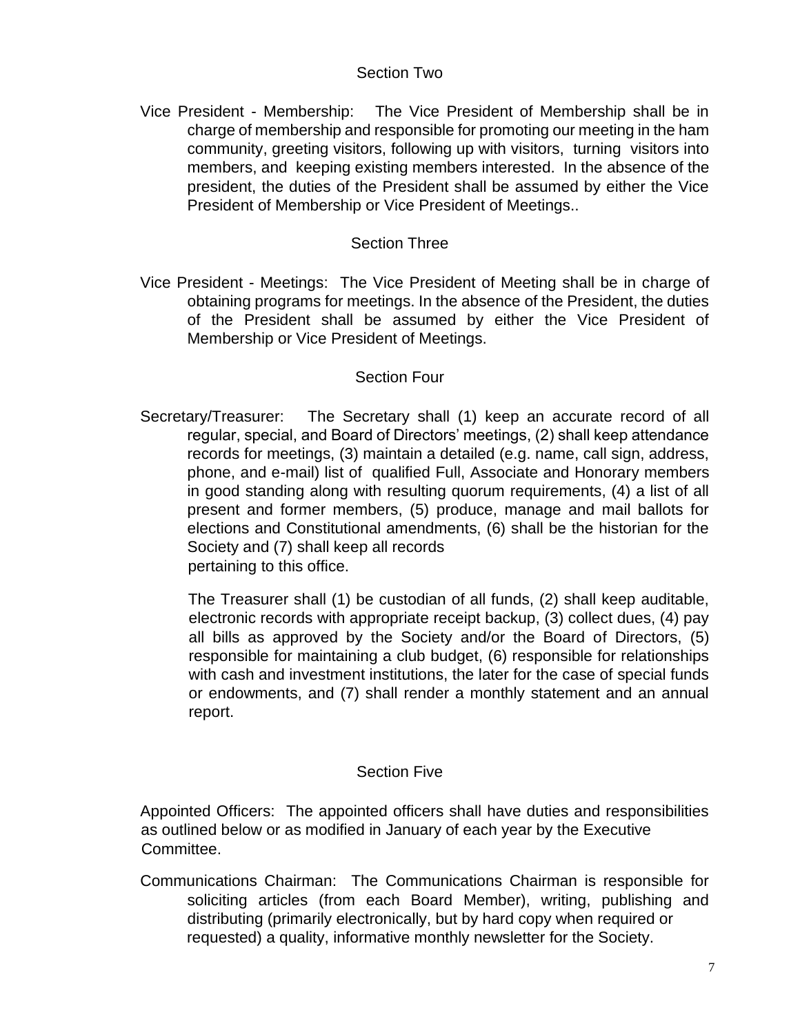### Section Two

Vice President - Membership: The Vice President of Membership shall be in charge of membership and responsible for promoting our meeting in the ham community, greeting visitors, following up with visitors, turning visitors into members, and keeping existing members interested. In the absence of the president, the duties of the President shall be assumed by either the Vice President of Membership or Vice President of Meetings..

### Section Three

Vice President - Meetings: The Vice President of Meeting shall be in charge of obtaining programs for meetings. In the absence of the President, the duties of the President shall be assumed by either the Vice President of Membership or Vice President of Meetings.

### Section Four

Secretary/Treasurer: The Secretary shall (1) keep an accurate record of all regular, special, and Board of Directors' meetings, (2) shall keep attendance records for meetings, (3) maintain a detailed (e.g. name, call sign, address, phone, and e-mail) list of qualified Full, Associate and Honorary members in good standing along with resulting quorum requirements, (4) a list of all present and former members, (5) produce, manage and mail ballots for elections and Constitutional amendments, (6) shall be the historian for the Society and (7) shall keep all records pertaining to this office.

The Treasurer shall (1) be custodian of all funds, (2) shall keep auditable, electronic records with appropriate receipt backup, (3) collect dues, (4) pay all bills as approved by the Society and/or the Board of Directors, (5) responsible for maintaining a club budget, (6) responsible for relationships with cash and investment institutions, the later for the case of special funds or endowments, and (7) shall render a monthly statement and an annual report.

### Section Five

Appointed Officers: The appointed officers shall have duties and responsibilities as outlined below or as modified in January of each year by the Executive Committee.

Communications Chairman: The Communications Chairman is responsible for soliciting articles (from each Board Member), writing, publishing and distributing (primarily electronically, but by hard copy when required or requested) a quality, informative monthly newsletter for the Society.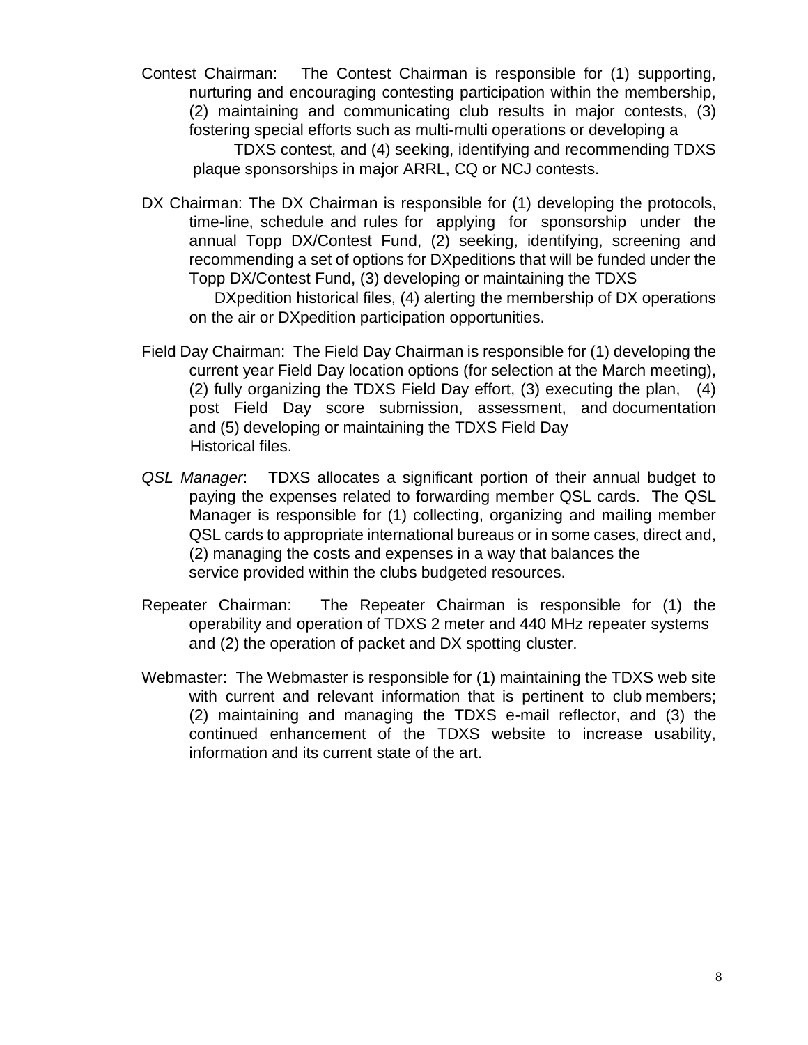Contest Chairman: The Contest Chairman is responsible for (1) supporting, nurturing and encouraging contesting participation within the membership, (2) maintaining and communicating club results in major contests, (3) fostering special efforts such as multi-multi operations or developing a TDXS contest, and (4) seeking, identifying and recommending TDXS plaque sponsorships in major ARRL, CQ or NCJ contests.

DX Chairman: The DX Chairman is responsible for (1) developing the protocols, time-line, schedule and rules for applying for sponsorship under the annual Topp DX/Contest Fund, (2) seeking, identifying, screening and recommending a set of options for DXpeditions that will be funded under the Topp DX/Contest Fund, (3) developing or maintaining the TDXS DXpedition historical files, (4) alerting the membership of DX operations on the air or DXpedition participation opportunities.

Field Day Chairman: The Field Day Chairman is responsible for (1) developing the current year Field Day location options (for selection at the March meeting), (2) fully organizing the TDXS Field Day effort, (3) executing the plan, (4) post Field Day score submission, assessment, and documentation and (5) developing or maintaining the TDXS Field Day Historical files.

*QSL Manager*: TDXS allocates a significant portion of their annual budget to paying the expenses related to forwarding member QSL cards. The QSL Manager is responsible for (1) collecting, organizing and mailing member QSL cards to appropriate international bureaus or in some cases, direct and, (2) managing the costs and expenses in a way that balances the service provided within the clubs budgeted resources.

Repeater Chairman: The Repeater Chairman is responsible for (1) the operability and operation of TDXS 2 meter and 440 MHz repeater systems and (2) the operation of packet and DX spotting cluster.

Webmaster: The Webmaster is responsible for (1) maintaining the TDXS web site with current and relevant information that is pertinent to club members; (2) maintaining and managing the TDXS e-mail reflector, and (3) the continued enhancement of the TDXS website to increase usability, information and its current state of the art.